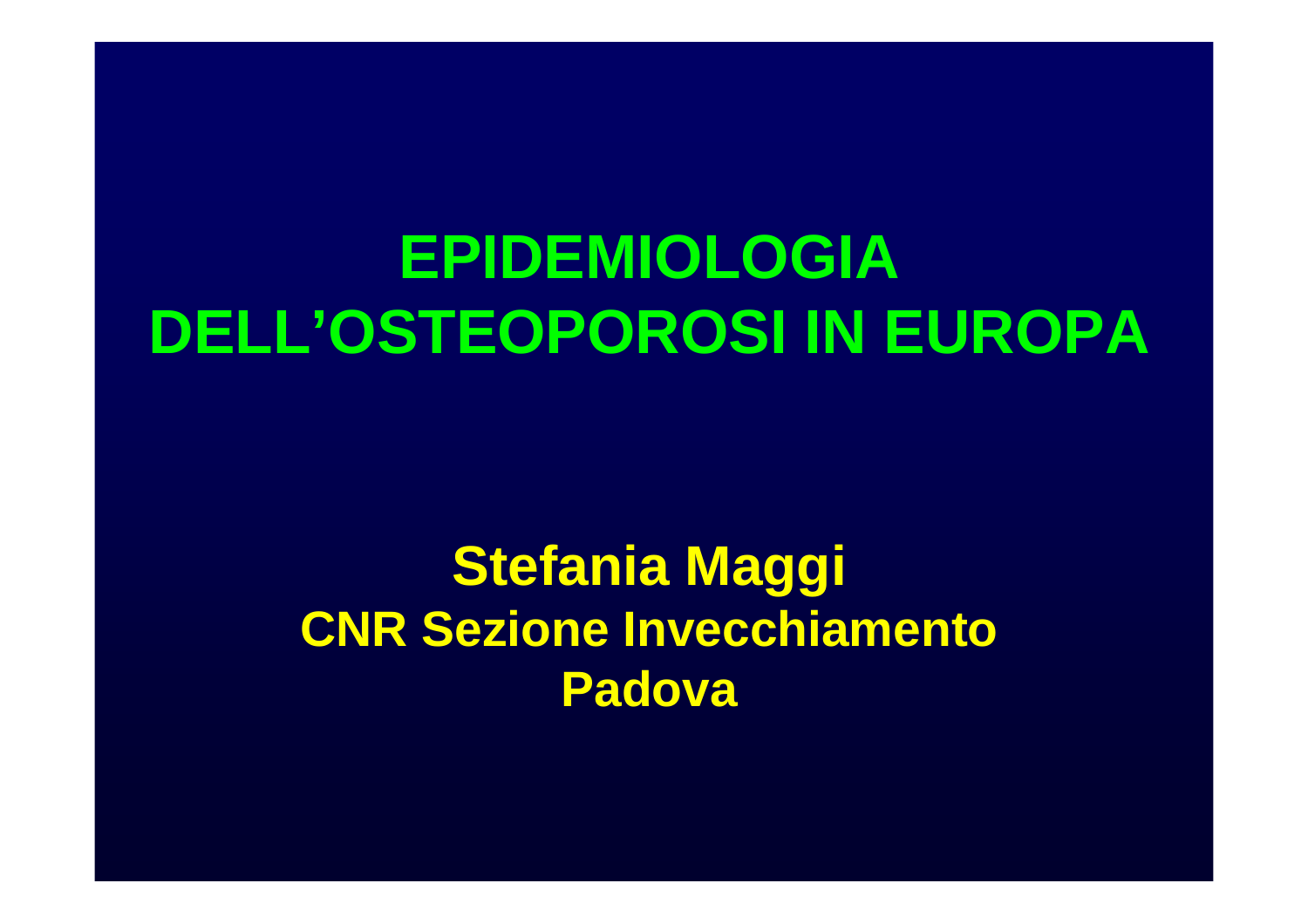# EPIDEMIOLOGIA DELL'OSTEOPOROSI IN EUROPA

**Stefania Maggi**

**CNR Sezione Invecchiamento**

**Padova**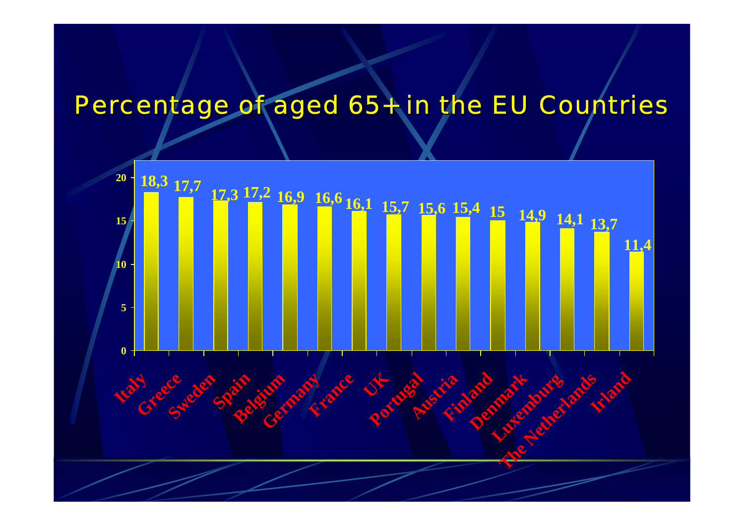# Percentage of aged 65+ in the EU Countries

| Country | % aged 65+ |
|---|---|
| Italy | 18,3 |
| Greece | 17,7 |
| Sweden | 17,3 |
| Spain | 17,2 |
| Belgium | 16,9 |
| Germany | 16,6 |
| France | 16,1 |
| UK | 15,7 |
| Portugal | 15,6 |
| Austria | 15,4 |
| Finland | 15 |
| Denmark | 14,9 |
| Luxemburg | 14,1 |
| The Netherlands | 13,7 |
| Irland | 11,4 |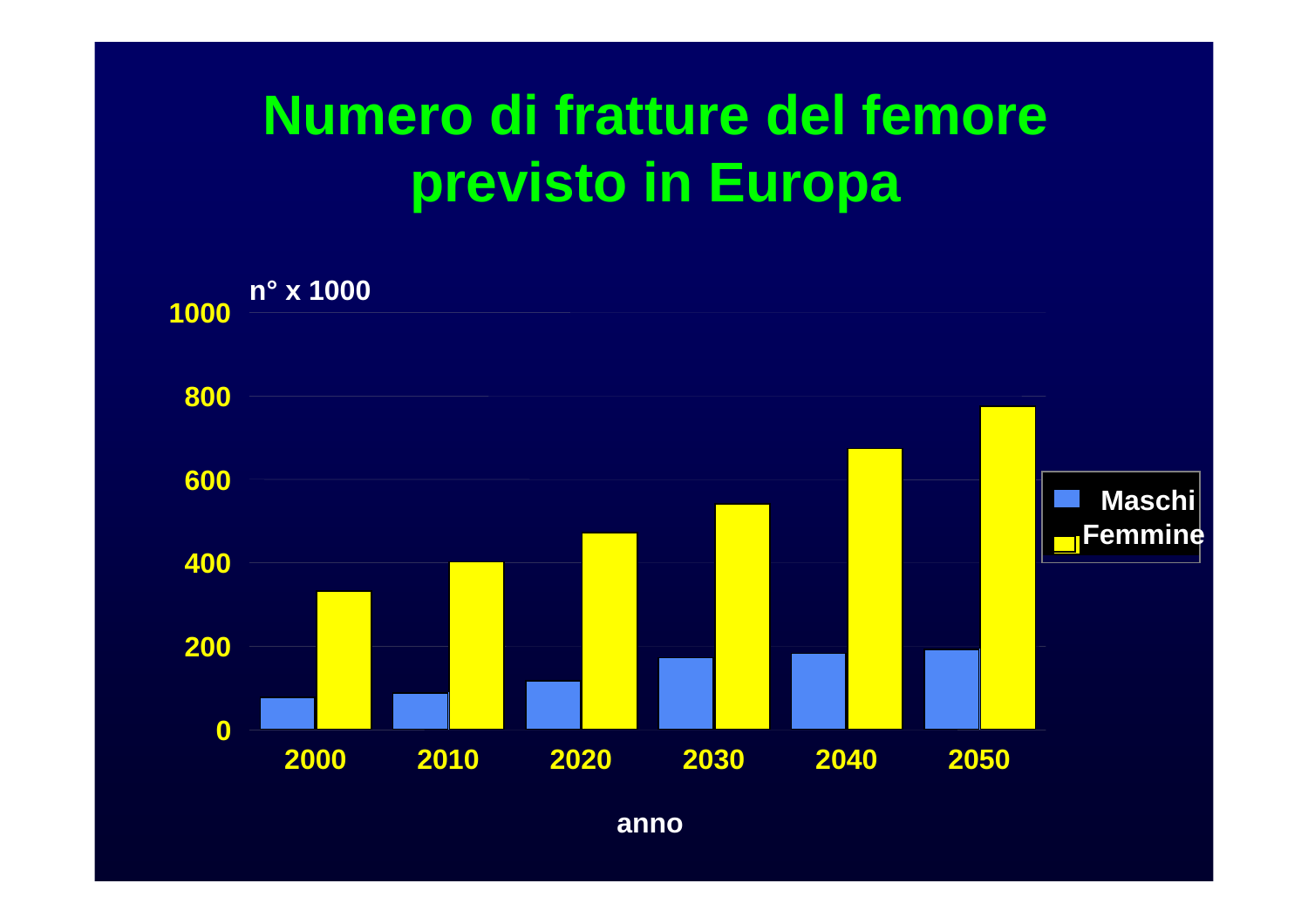# Numero di fratture del femore previsto in Europa

n° x 1000

1000

800

600

400

200

0

2000 2010 2020 2030 2040 2050

anno

Maschi

Femmine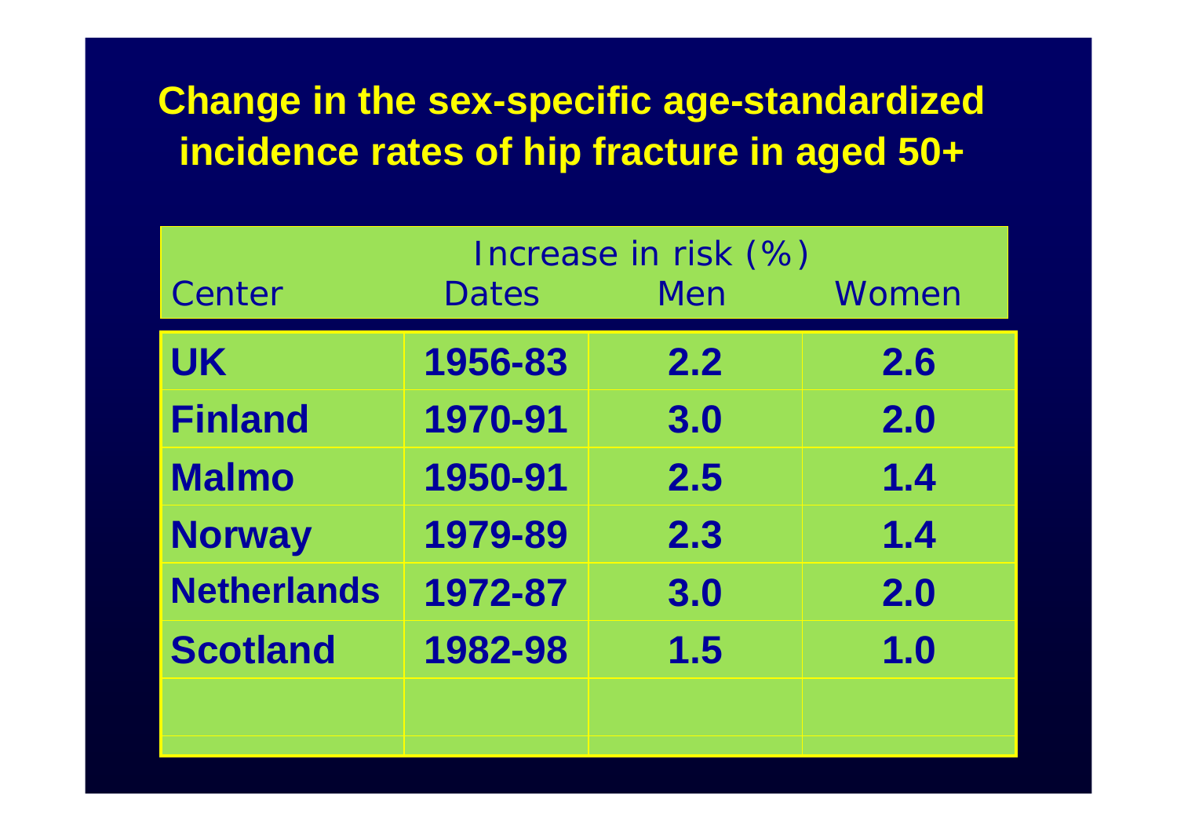# Change in the sex-specific age-standardized incidence rates of hip fracture in aged 50+

| | | Increase in risk (%) | |
|---|---|---|---|
| Center | Dates | Men | Women |
| **UK** | **1956-83** | **2.2** | **2.6** |
| **Finland** | **1970-91** | **3.0** | **2.0** |
| **Malmo** | **1950-91** | **2.5** | **1.4** |
| **Norway** | **1979-89** | **2.3** | **1.4** |
| **Netherlands** | **1972-87** | **3.0** | **2.0** |
| **Scotland** | **1982-98** | **1.5** | **1.0** |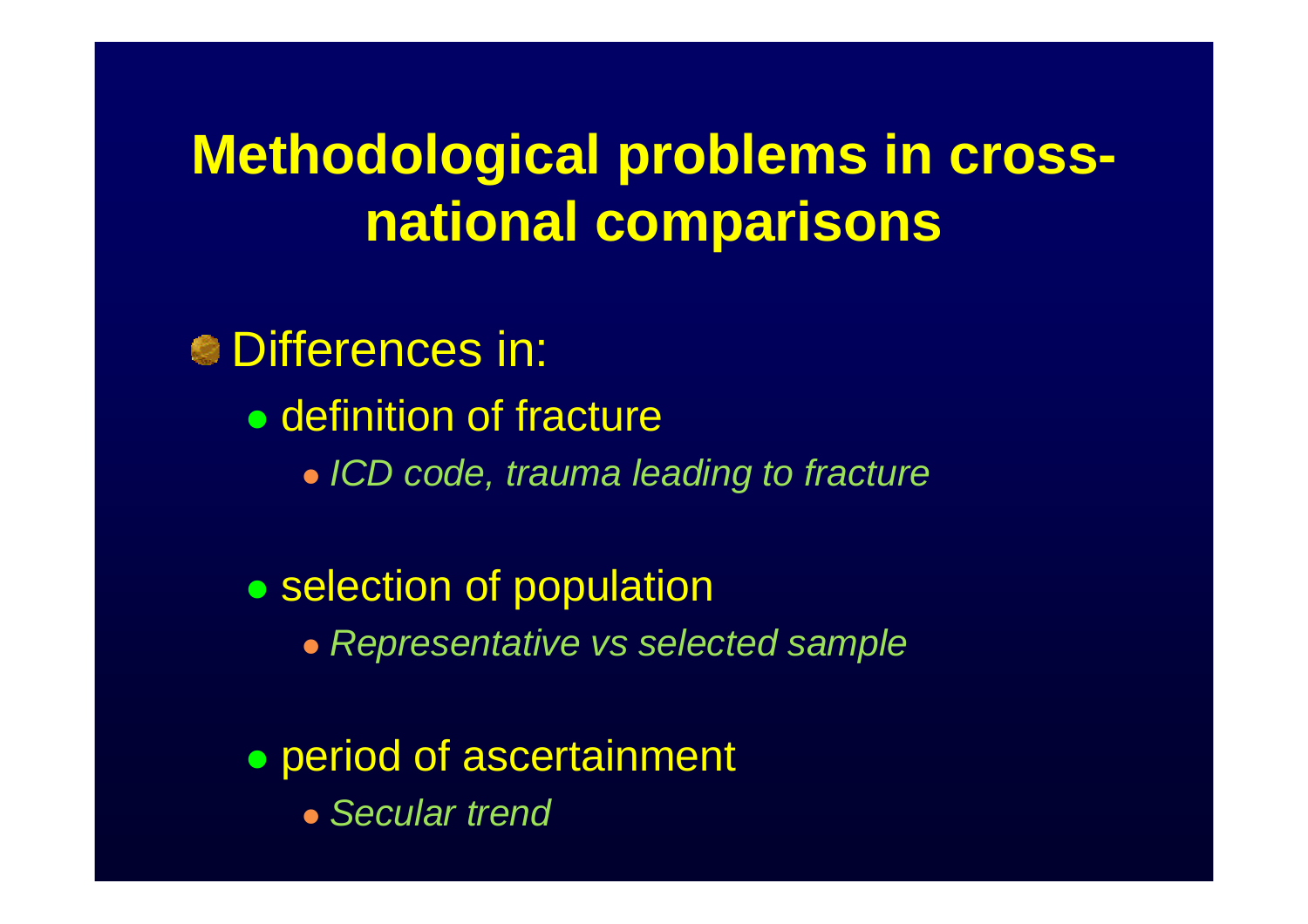# Methodological problems in cross-national comparisons

- Differences in:
  - definition of fracture
    - *ICD code, trauma leading to fracture*
  - selection of population
    - *Representative vs selected sample*
  - period of ascertainment
    - *Secular trend*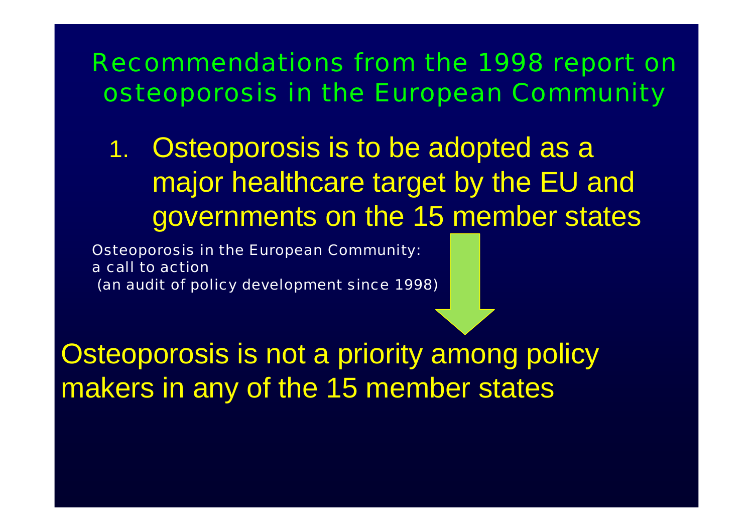## Recommendations from the 1998 report on osteoporosis in the European Community

1. Osteoporosis is to be adopted as a major healthcare target by the EU and governments on the 15 member states

Osteoporosis in the European Community:
a call to action
(an audit of policy development since 1998)

Osteoporosis is not a priority among policy makers in any of the 15 member states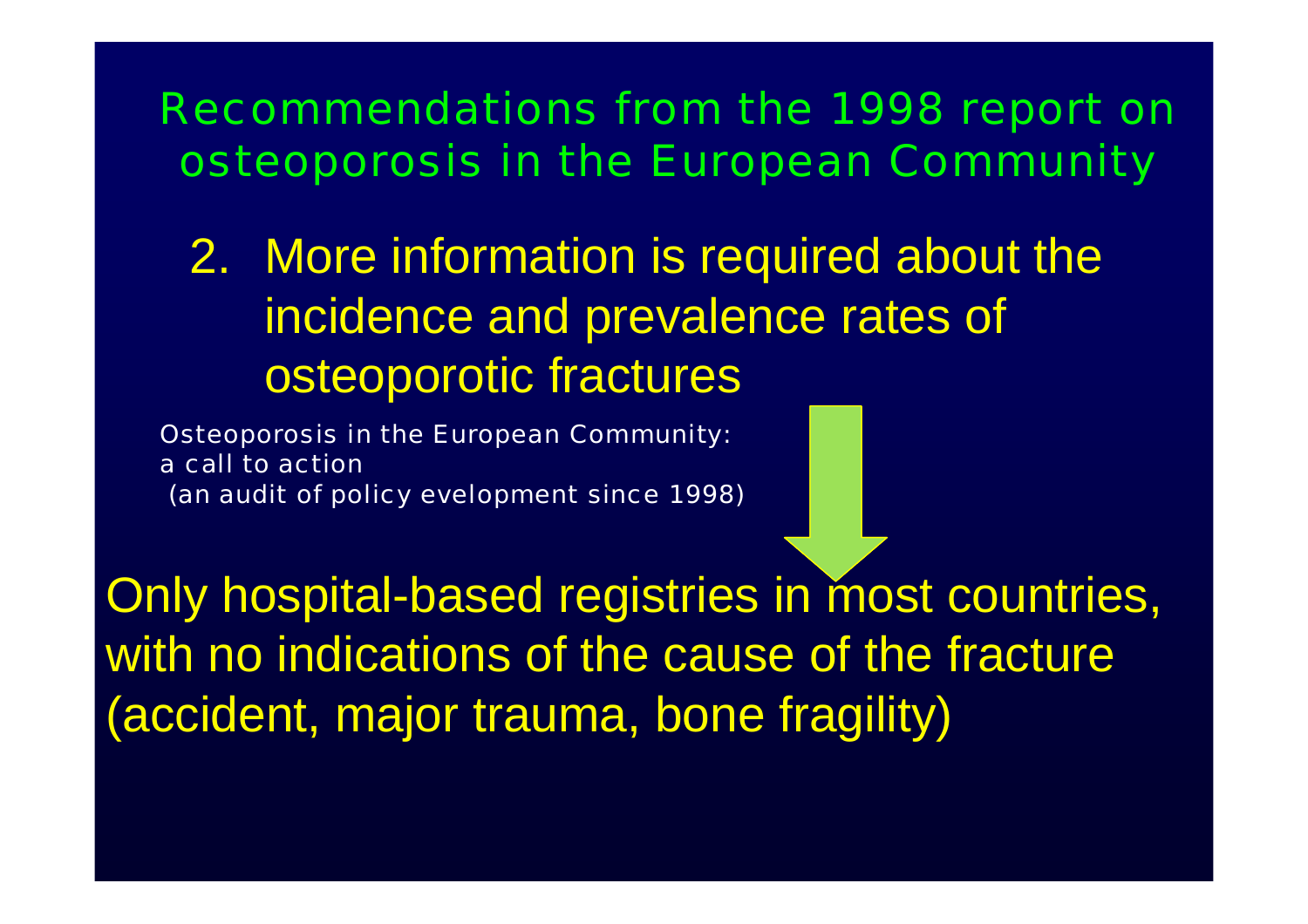# Recommendations from the 1998 report on osteoporosis in the European Community

2. More information is required about the incidence and prevalence rates of osteoporotic fractures

Osteoporosis in the European Community: a call to action (an audit of policy evelopment since 1998)

Only hospital-based registries in most countries, with no indications of the cause of the fracture (accident, major trauma, bone fragility)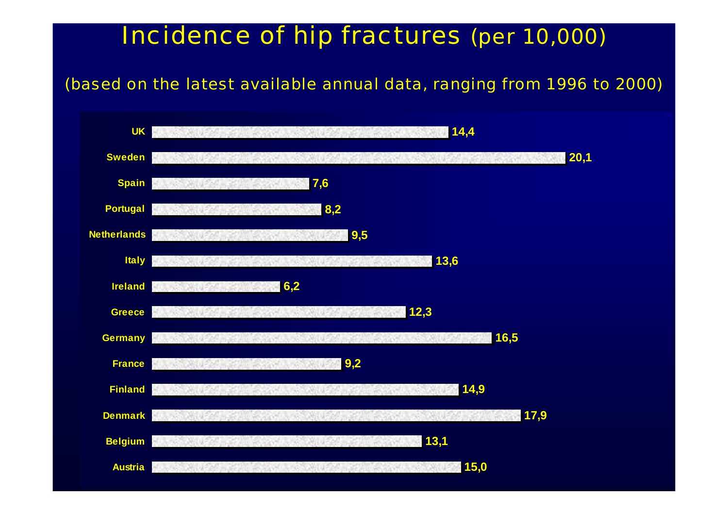# Incidence of hip fractures (per 10,000)

(based on the latest available annual data, ranging from 1996 to 2000)

| Country | Incidence |
|---|---|
| UK | 14,4 |
| Sweden | 20,1 |
| Spain | 7,6 |
| Portugal | 8,2 |
| Netherlands | 9,5 |
| Italy | 13,6 |
| Ireland | 6,2 |
| Greece | 12,3 |
| Germany | 16,5 |
| France | 9,2 |
| Finland | 14,9 |
| Denmark | 17,9 |
| Belgium | 13,1 |
| Austria | 15,0 |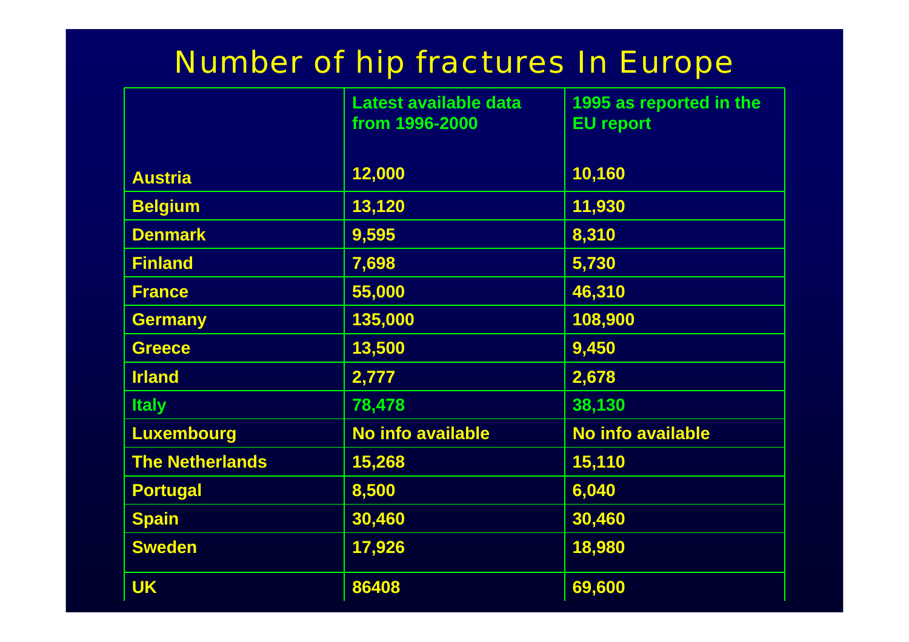# Number of hip fractures In Europe

| | Latest available data from 1996-2000 | 1995 as reported in the EU report |
|---|---|---|
| Austria | 12,000 | 10,160 |
| Belgium | 13,120 | 11,930 |
| Denmark | 9,595 | 8,310 |
| Finland | 7,698 | 5,730 |
| France | 55,000 | 46,310 |
| Germany | 135,000 | 108,900 |
| Greece | 13,500 | 9,450 |
| Irland | 2,777 | 2,678 |
| Italy | 78,478 | 38,130 |
| Luxembourg | No info available | No info available |
| The Netherlands | 15,268 | 15,110 |
| Portugal | 8,500 | 6,040 |
| Spain | 30,460 | 30,460 |
| Sweden | 17,926 | 18,980 |
| UK | 86408 | 69,600 |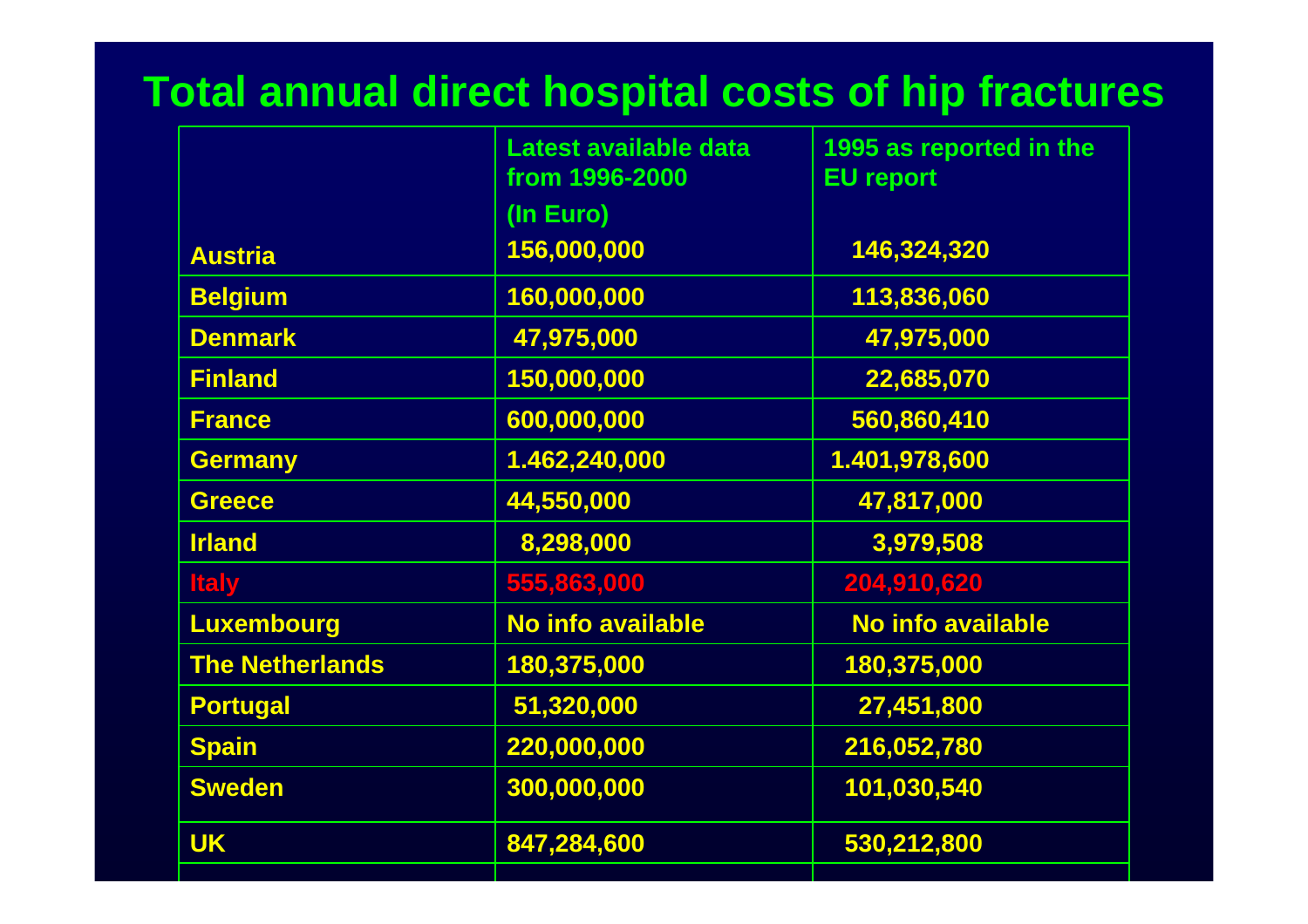# Total annual direct hospital costs of hip fractures

| | Latest available data from 1996-2000 (In Euro) | 1995 as reported in the EU report |
|---|---|---|
| Austria | 156,000,000 | 146,324,320 |
| Belgium | 160,000,000 | 113,836,060 |
| Denmark | 47,975,000 | 47,975,000 |
| Finland | 150,000,000 | 22,685,070 |
| France | 600,000,000 | 560,860,410 |
| Germany | 1.462,240,000 | 1.401,978,600 |
| Greece | 44,550,000 | 47,817,000 |
| Irland | 8,298,000 | 3,979,508 |
| Italy | 555,863,000 | 204,910,620 |
| Luxembourg | No info available | No info available |
| The Netherlands | 180,375,000 | 180,375,000 |
| Portugal | 51,320,000 | 27,451,800 |
| Spain | 220,000,000 | 216,052,780 |
| Sweden | 300,000,000 | 101,030,540 |
| UK | 847,284,600 | 530,212,800 |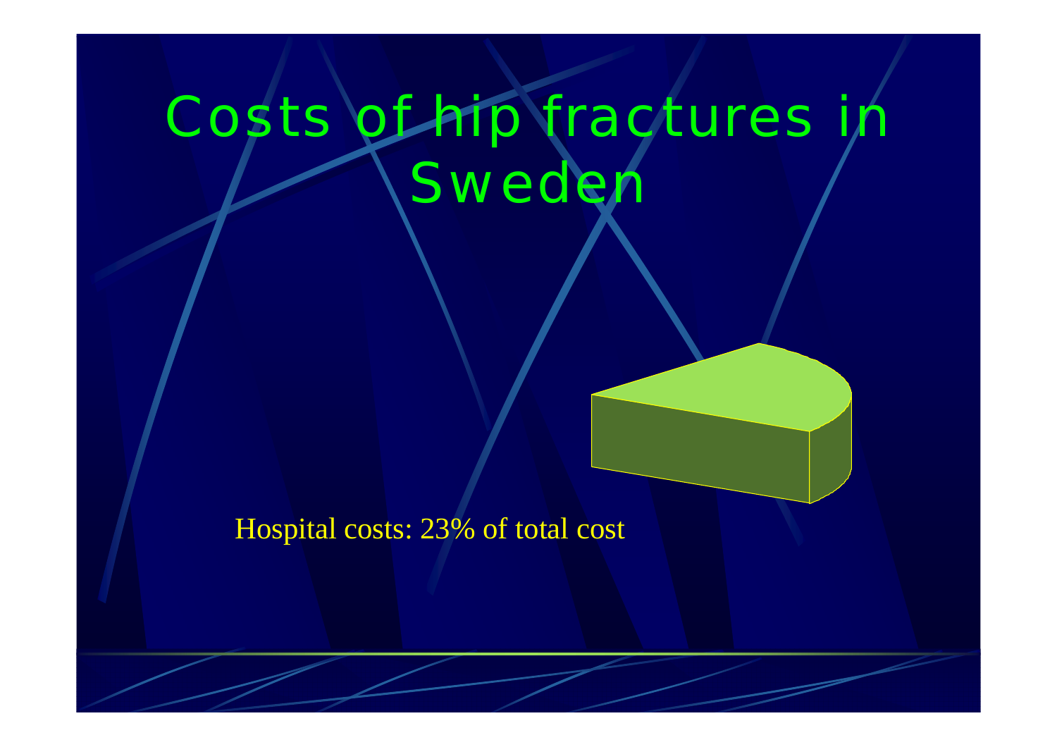# Costs of hip fractures in Sweden

Hospital costs: 23% of total cost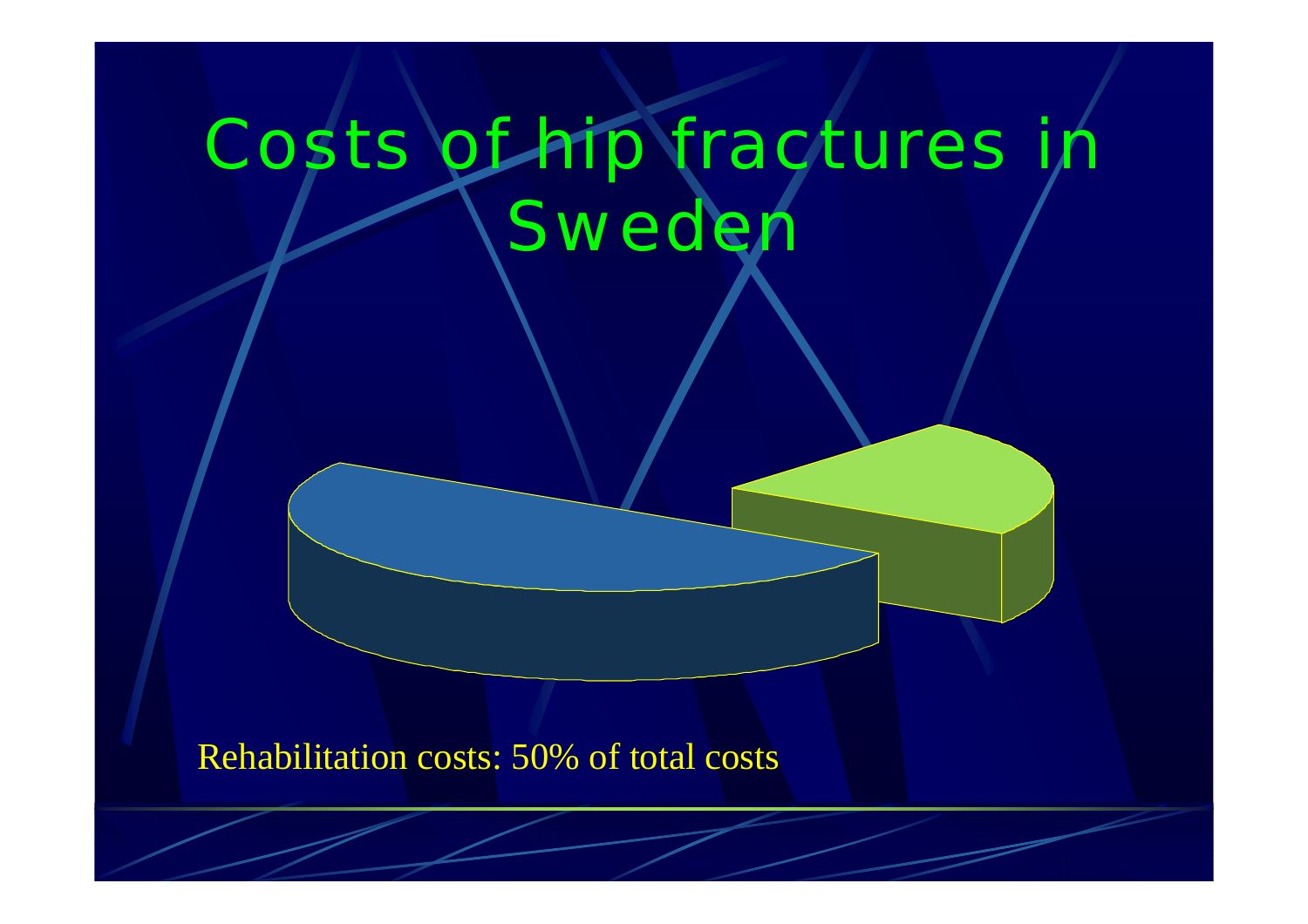# Costs of hip fractures in Sweden

Rehabilitation costs: 50% of total costs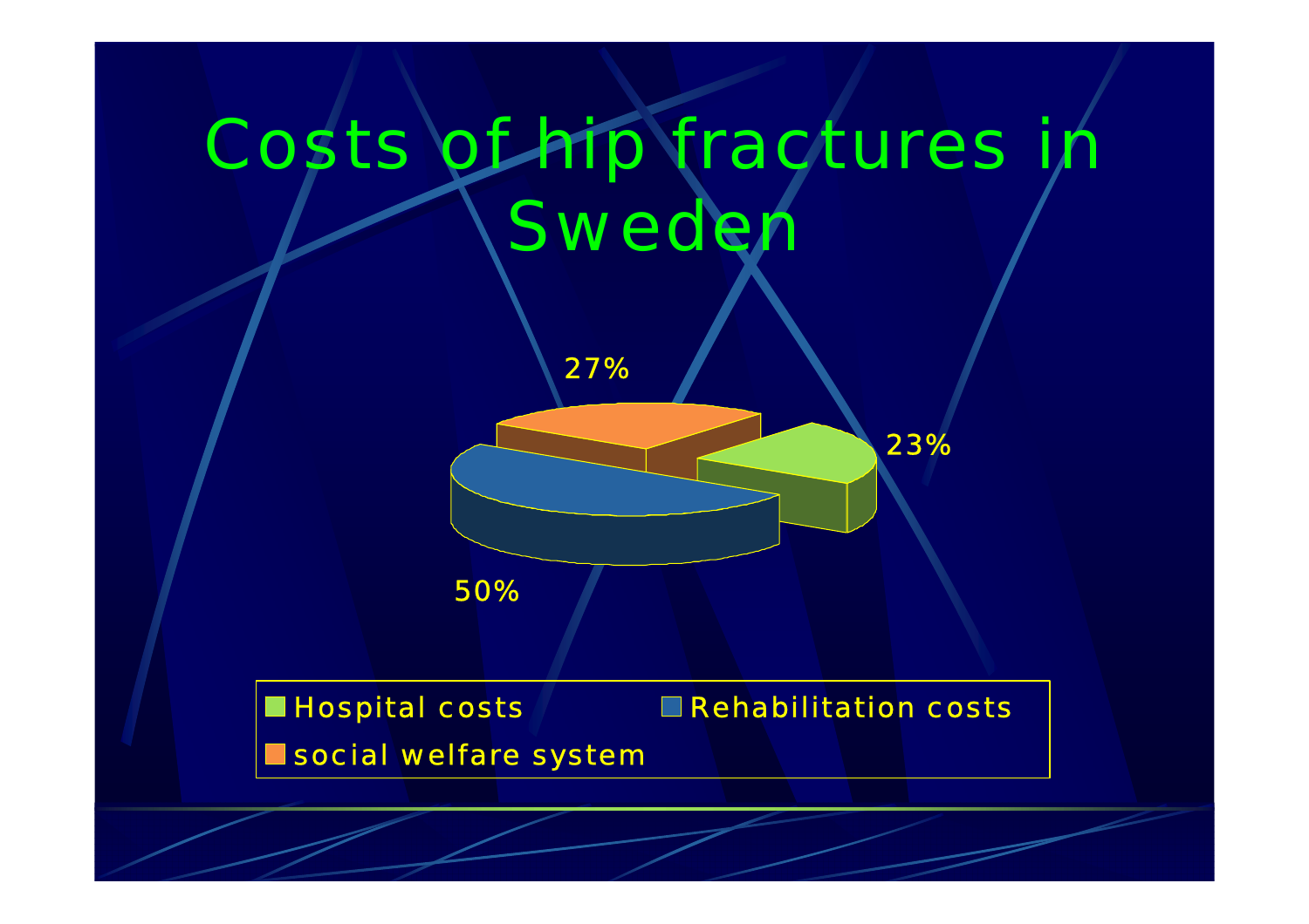# Costs of hip fractures in Sweden

27%

23%

50%

- Hospital costs
- Rehabilitation costs
- social welfare system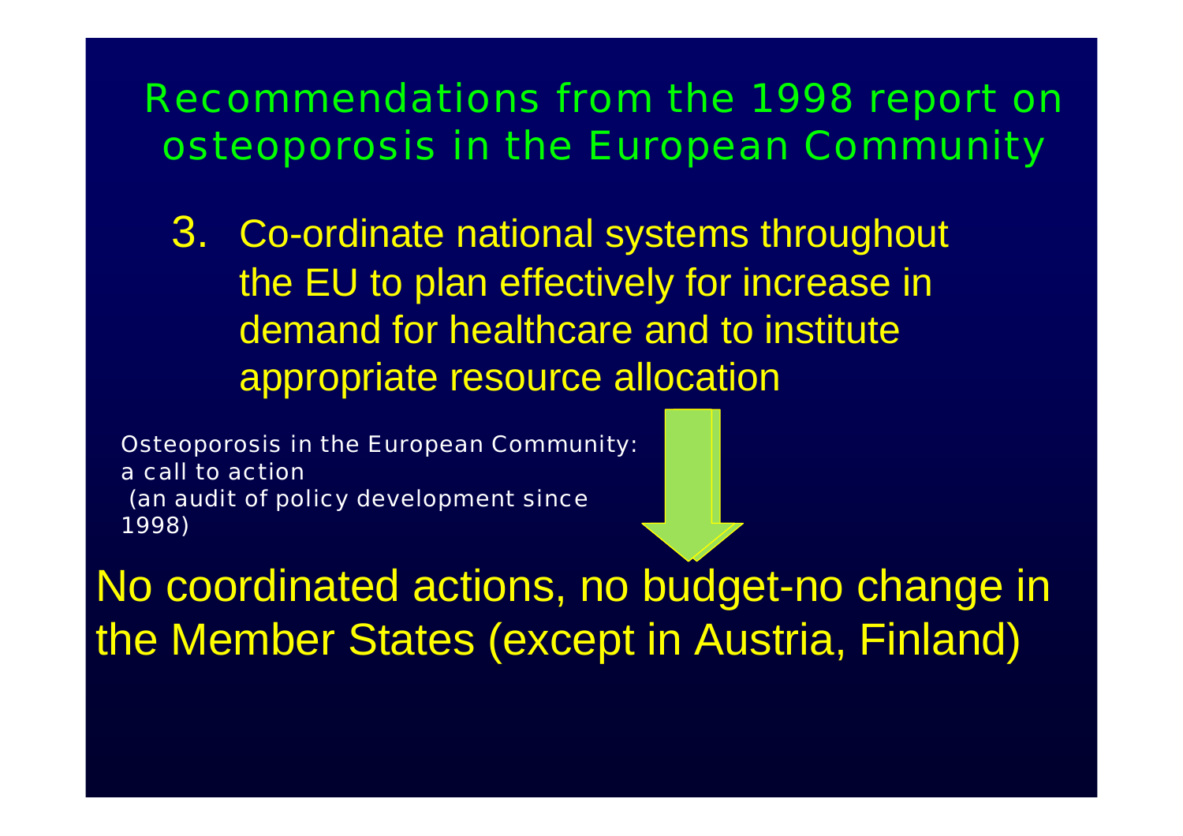# Recommendations from the 1998 report on osteoporosis in the European Community

3. Co-ordinate national systems throughout the EU to plan effectively for increase in demand for healthcare and to institute appropriate resource allocation

Osteoporosis in the European Community: a call to action
(an audit of policy development since 1998)

No coordinated actions, no budget-no change in the Member States (except in Austria, Finland)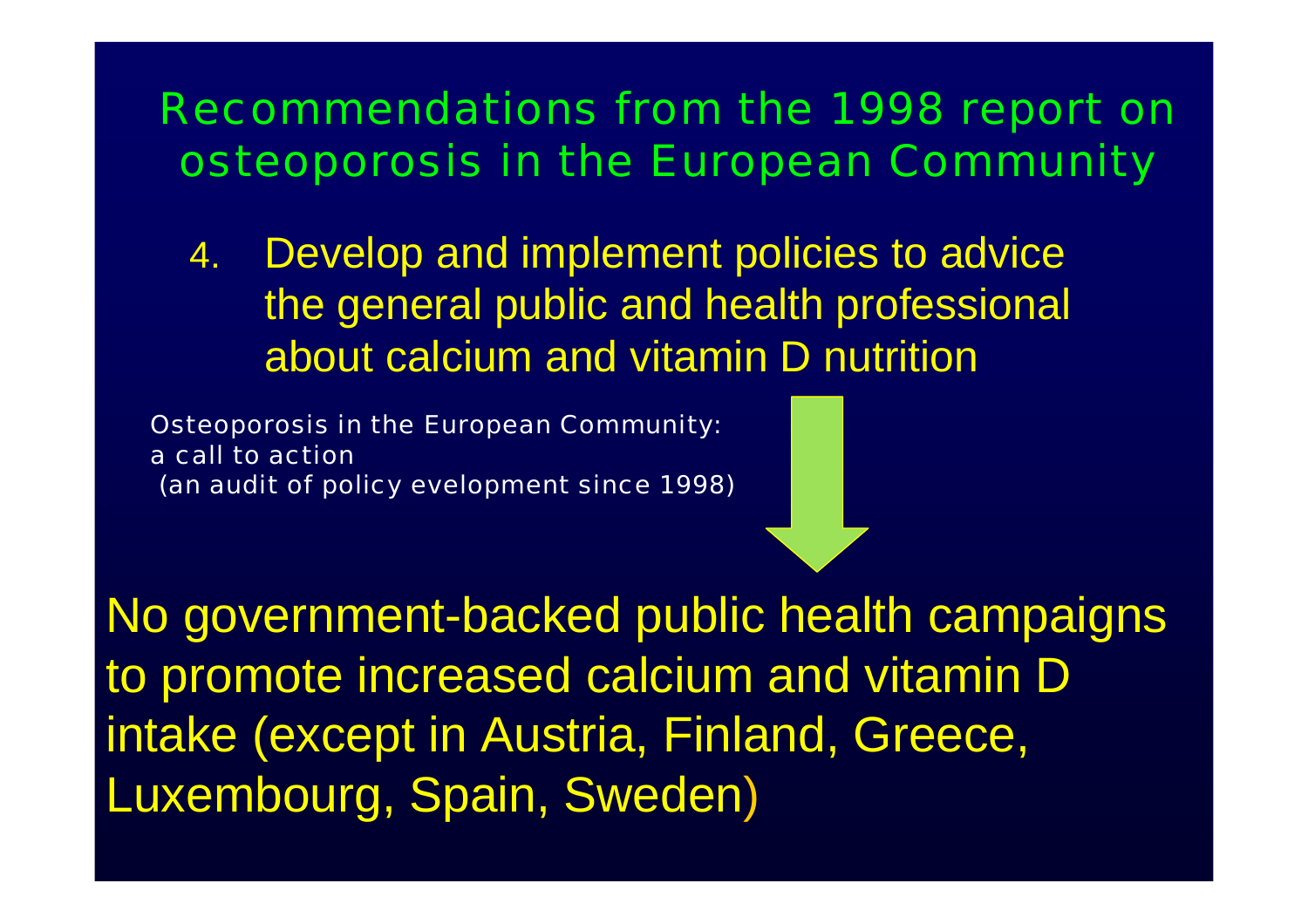# Recommendations from the 1998 report on osteoporosis in the European Community

4. Develop and implement policies to advice the general public and health professional about calcium and vitamin D nutrition

Osteoporosis in the European Community:
a call to action
(an audit of policy evelopment since 1998)

No government-backed public health campaigns to promote increased calcium and vitamin D intake (except in Austria, Finland, Greece, Luxembourg, Spain, Sweden)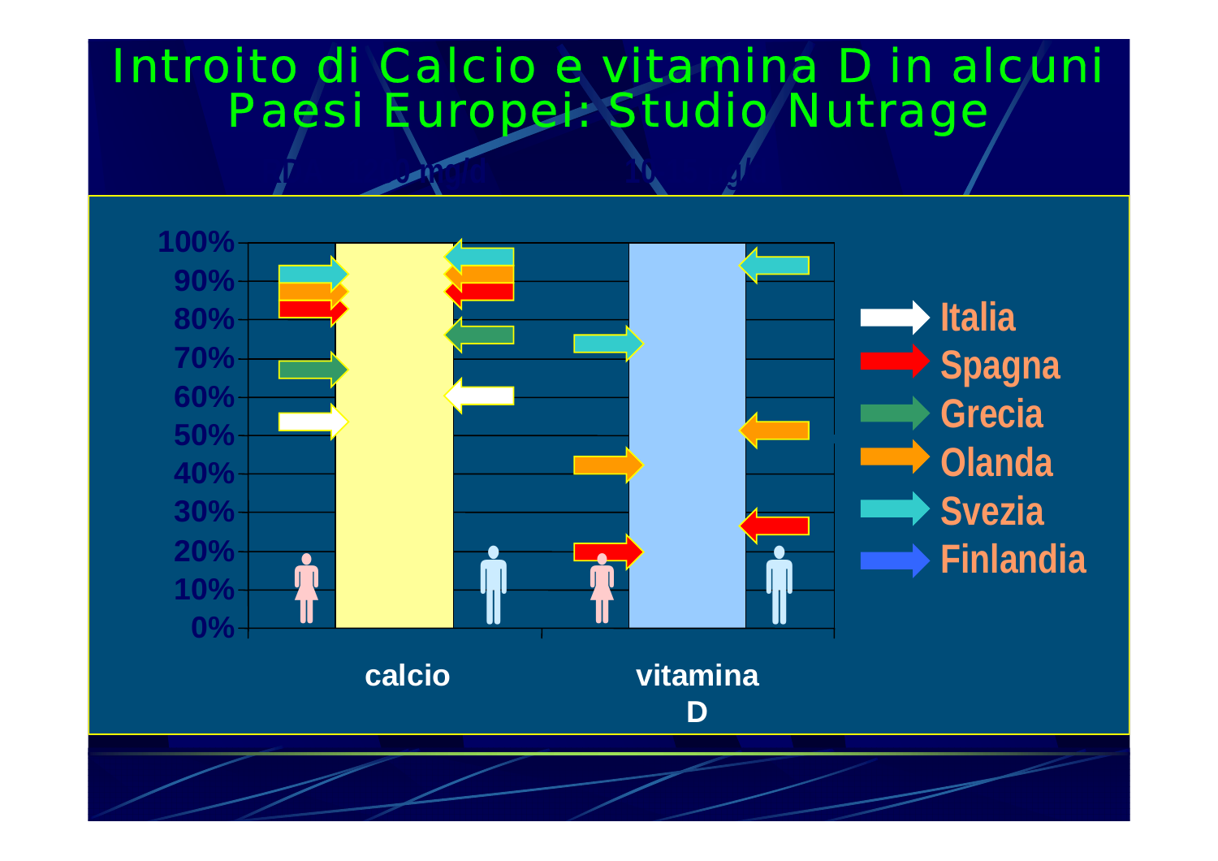# Introito di Calcio e vitamina D in alcuni Paesi Europei: Studio Nutrage

100%
90%
80%
70%
60%
50%
40%
30%
20%
10%
0%

calcio

vitamina D

Italia
Spagna
Grecia
Olanda
Svezia
Finlandia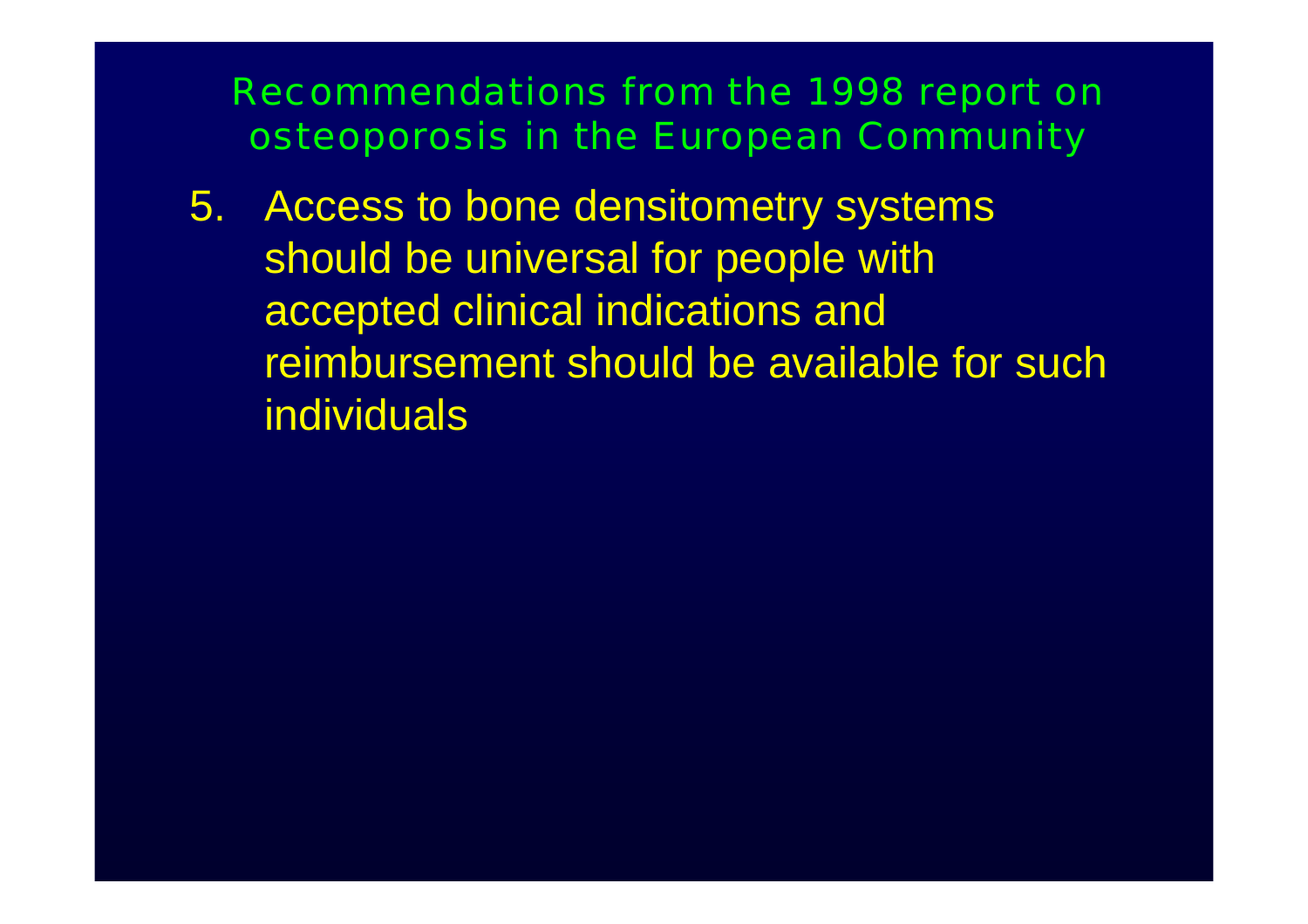# Recommendations from the 1998 report on osteoporosis in the European Community

5. Access to bone densitometry systems should be universal for people with accepted clinical indications and reimbursement should be available for such individuals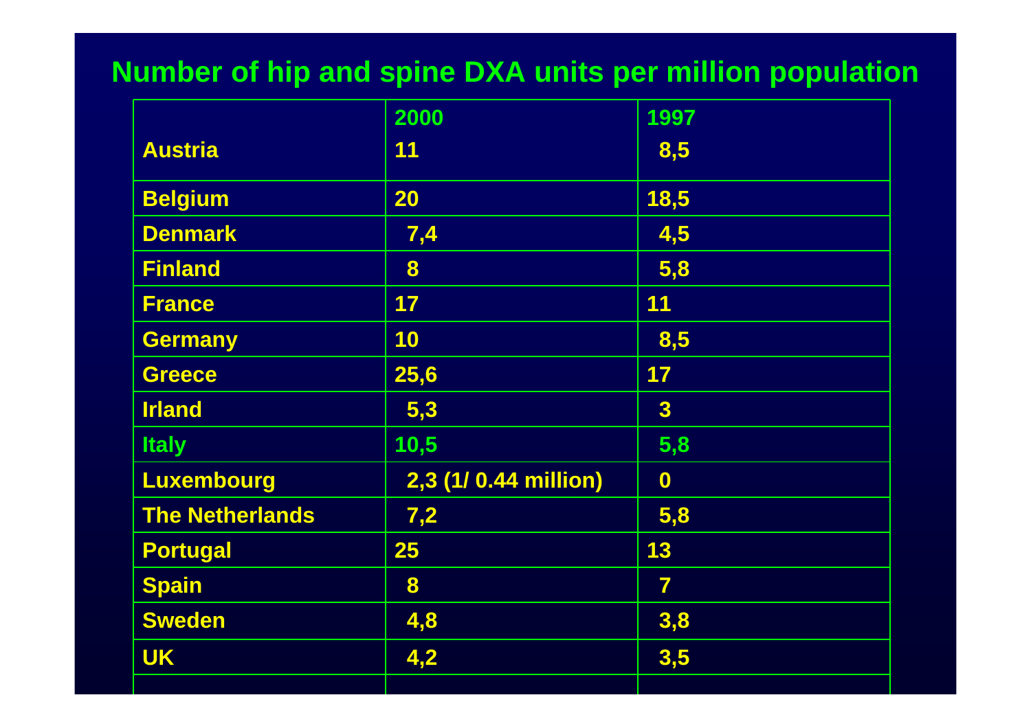# Number of hip and spine DXA units per million population

| | 2000 | 1997 |
|---|---|---|
| Austria | 11 | 8,5 |
| Belgium | 20 | 18,5 |
| Denmark | 7,4 | 4,5 |
| Finland | 8 | 5,8 |
| France | 17 | 11 |
| Germany | 10 | 8,5 |
| Greece | 25,6 | 17 |
| Irland | 5,3 | 3 |
| Italy | 10,5 | 5,8 |
| Luxembourg | 2,3 (1/ 0.44 million) | 0 |
| The Netherlands | 7,2 | 5,8 |
| Portugal | 25 | 13 |
| Spain | 8 | 7 |
| Sweden | 4,8 | 3,8 |
| UK | 4,2 | 3,5 |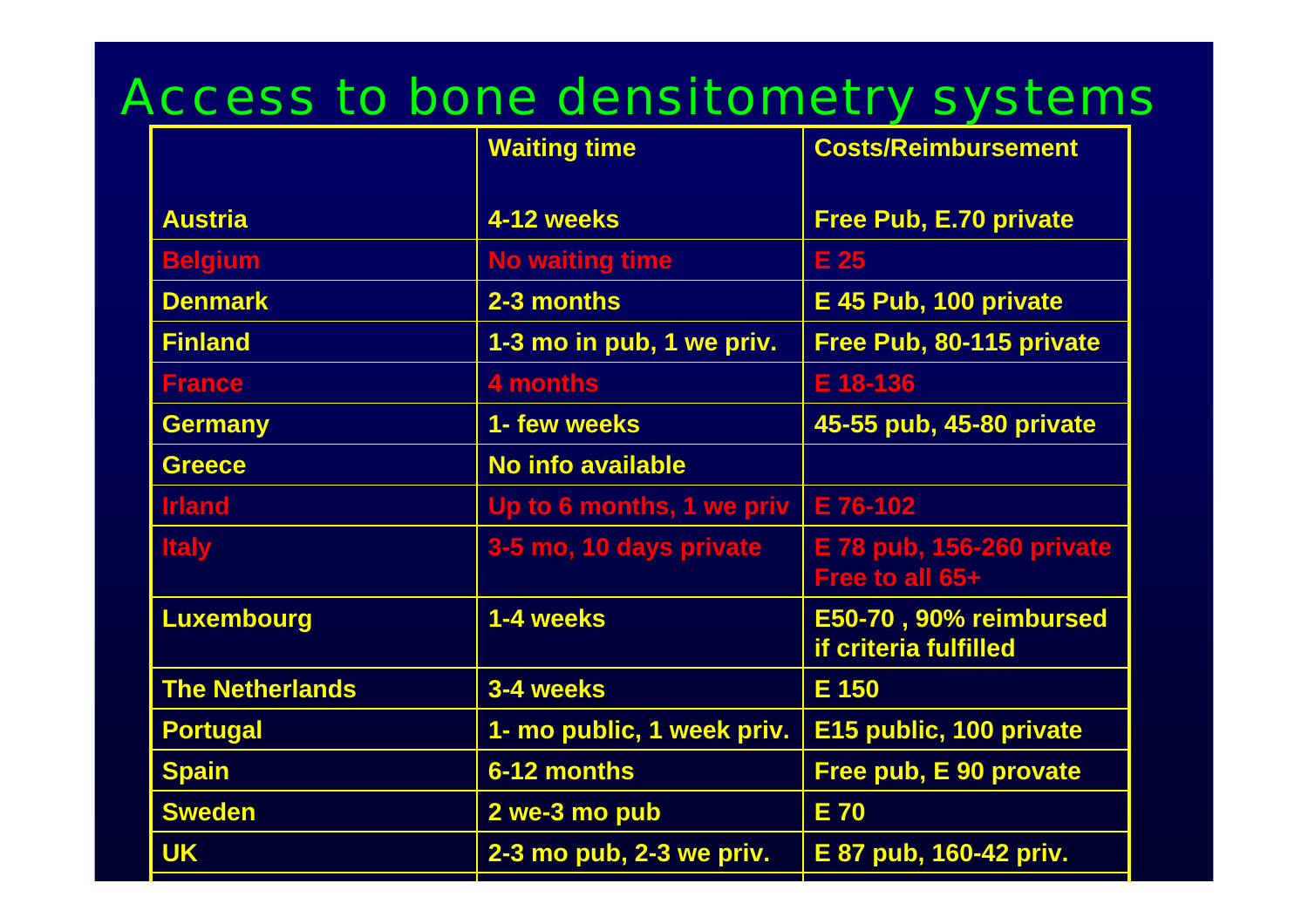# Access to bone densitometry systems

| | Waiting time | Costs/Reimbursement |
|---|---|---|
| Austria | 4-12 weeks | Free Pub, E.70 private |
| Belgium | No waiting time | E 25 |
| Denmark | 2-3 months | E 45 Pub, 100 private |
| Finland | 1-3 mo in pub, 1 we priv. | Free Pub, 80-115 private |
| France | 4 months | E 18-136 |
| Germany | 1- few weeks | 45-55 pub, 45-80 private |
| Greece | No info available | |
| Irland | Up to 6 months, 1 we priv | E 76-102 |
| Italy | 3-5 mo, 10 days private | E 78 pub, 156-260 private Free to all 65+ |
| Luxembourg | 1-4 weeks | E50-70 , 90% reimbursed if criteria fulfilled |
| The Netherlands | 3-4 weeks | E 150 |
| Portugal | 1- mo public, 1 week priv. | E15 public, 100 private |
| Spain | 6-12 months | Free pub, E 90 provate |
| Sweden | 2 we-3 mo pub | E 70 |
| UK | 2-3 mo pub, 2-3 we priv. | E 87 pub, 160-42 priv. |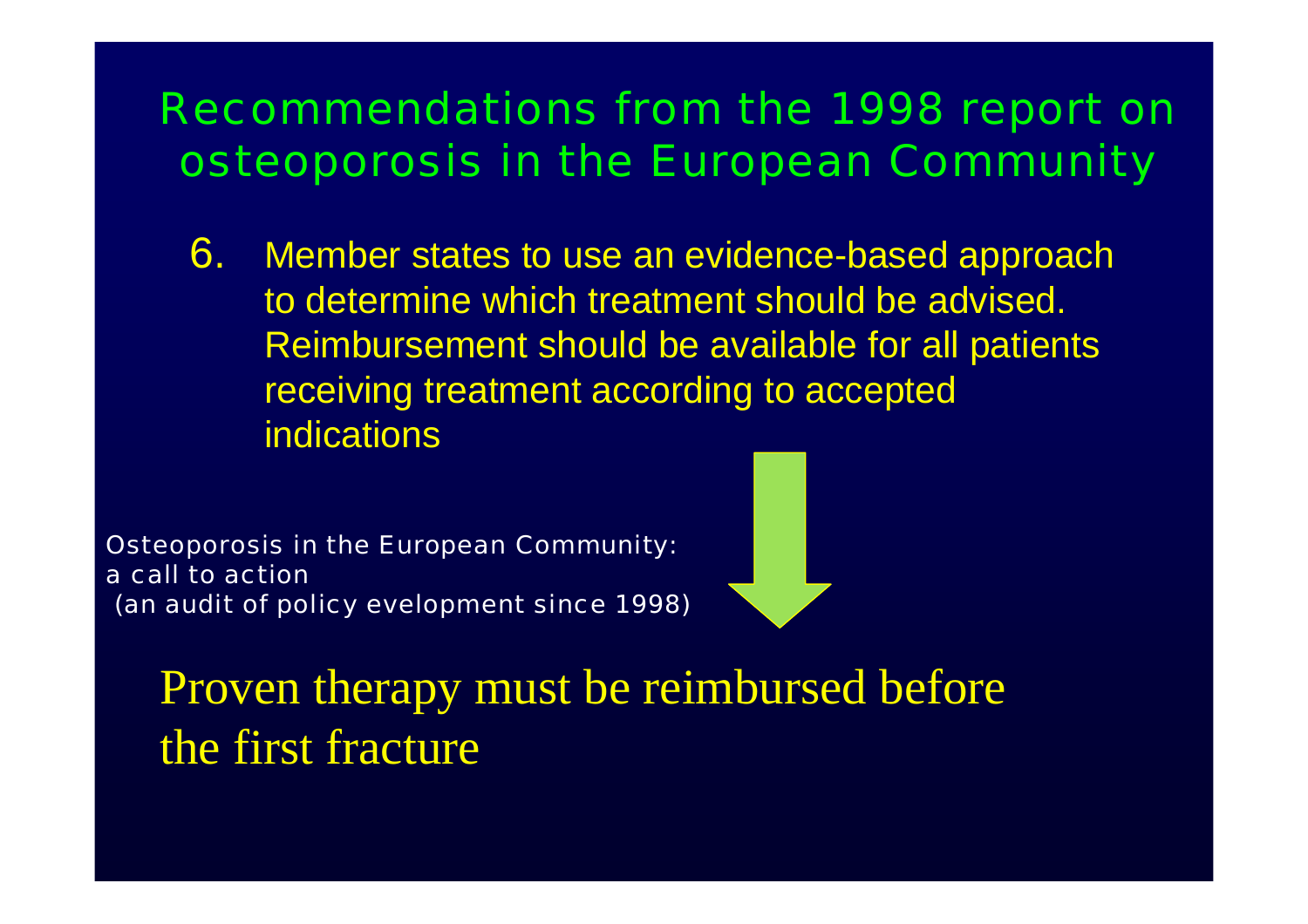# Recommendations from the 1998 report on osteoporosis in the European Community

6. Member states to use an evidence-based approach to determine which treatment should be advised. Reimbursement should be available for all patients receiving treatment according to accepted indications

Osteoporosis in the European Community: a call to action (an audit of policy evelopment since 1998)

Proven therapy must be reimbursed before the first fracture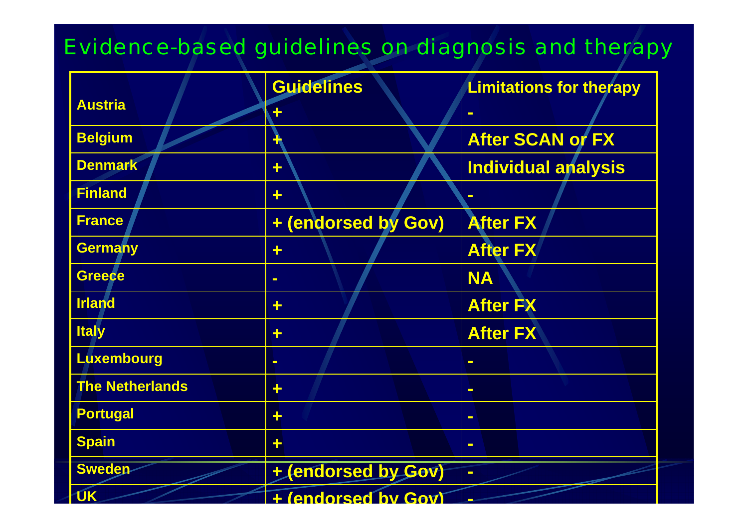# Evidence-based guidelines on diagnosis and therapy

| | Guidelines | Limitations for therapy |
|---|---|---|
| Austria | + | - |
| Belgium | + | After SCAN or FX |
| Denmark | + | Individual analysis |
| Finland | + | - |
| France | + (endorsed by Gov) | After FX |
| Germany | + | After FX |
| Greece | - | NA |
| Irland | + | After FX |
| Italy | + | After FX |
| Luxembourg | - | - |
| The Netherlands | + | - |
| Portugal | + | - |
| Spain | + | - |
| Sweden | + (endorsed by Gov) | - |
| UK | + (endorsed by Gov) | - |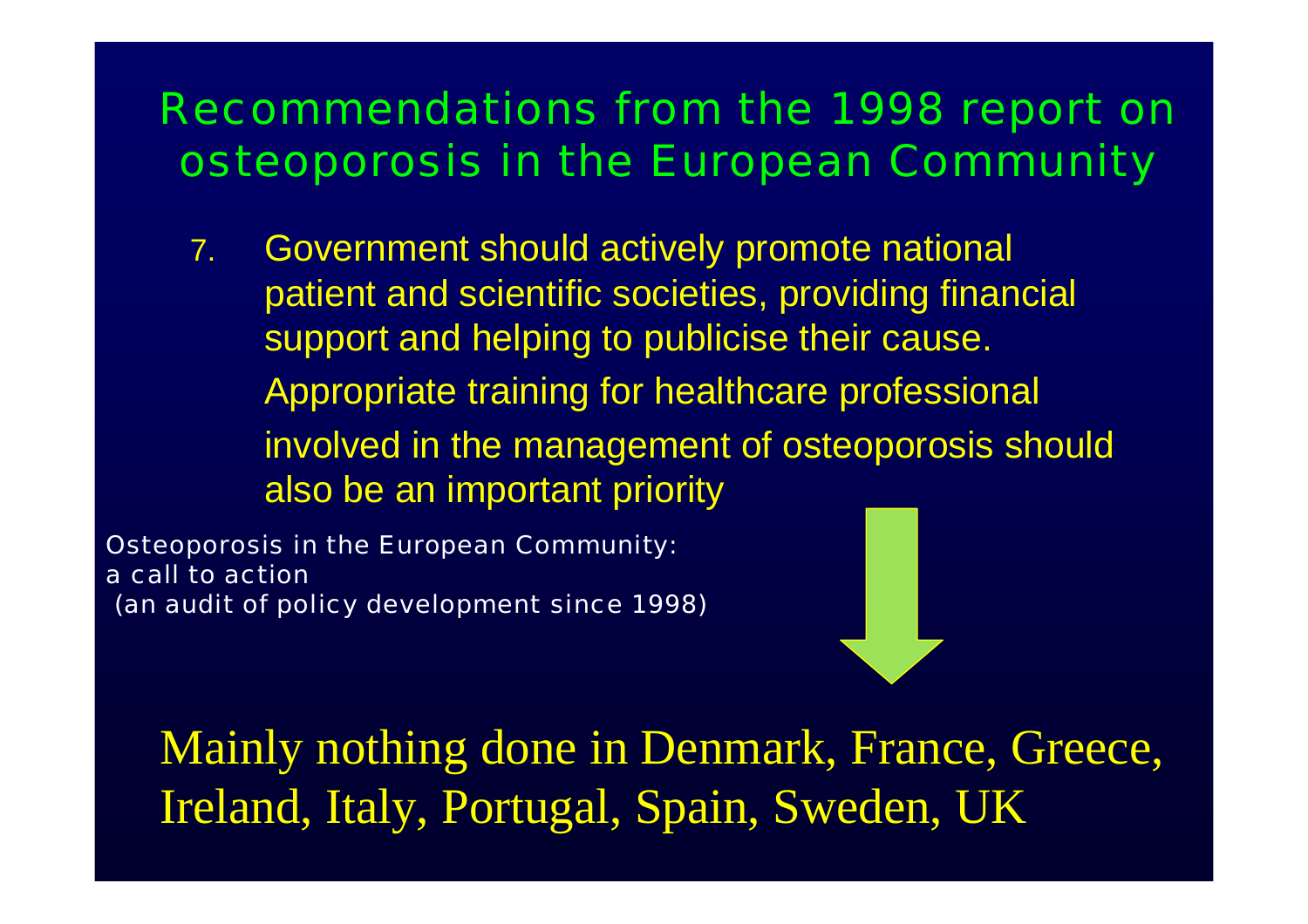# Recommendations from the 1998 report on osteoporosis in the European Community

7. Government should actively promote national patient and scientific societies, providing financial support and helping to publicise their cause. Appropriate training for healthcare professional involved in the management of osteoporosis should also be an important priority

Osteoporosis in the European Community: a call to action
(an audit of policy development since 1998)

Mainly nothing done in Denmark, France, Greece, Ireland, Italy, Portugal, Spain, Sweden, UK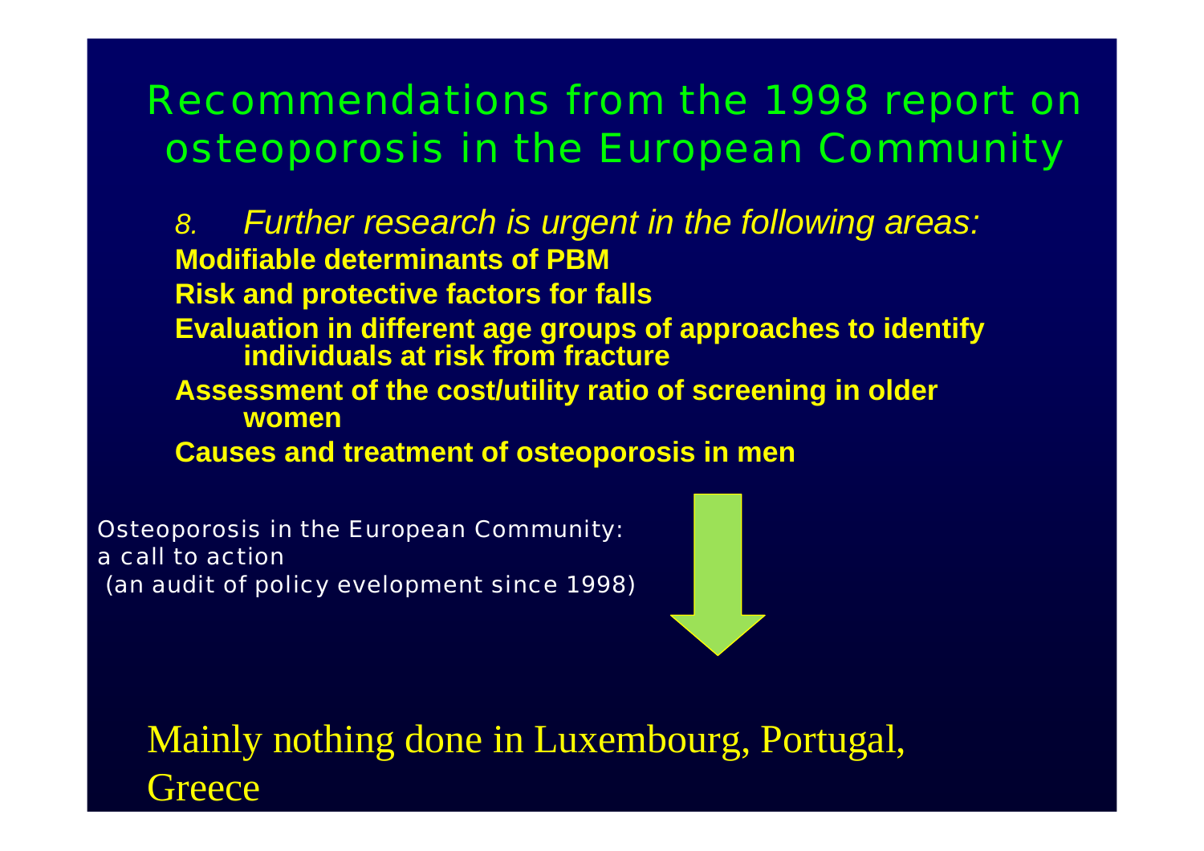# Recommendations from the 1998 report on osteoporosis in the European Community

*8. Further research is urgent in the following areas:*

**Modifiable determinants of PBM**

**Risk and protective factors for falls**

**Evaluation in different age groups of approaches to identify individuals at risk from fracture**

**Assessment of the cost/utility ratio of screening in older women**

**Causes and treatment of osteoporosis in men**

Osteoporosis in the European Community: a call to action (an audit of policy evelopment since 1998)

Mainly nothing done in Luxembourg, Portugal, Greece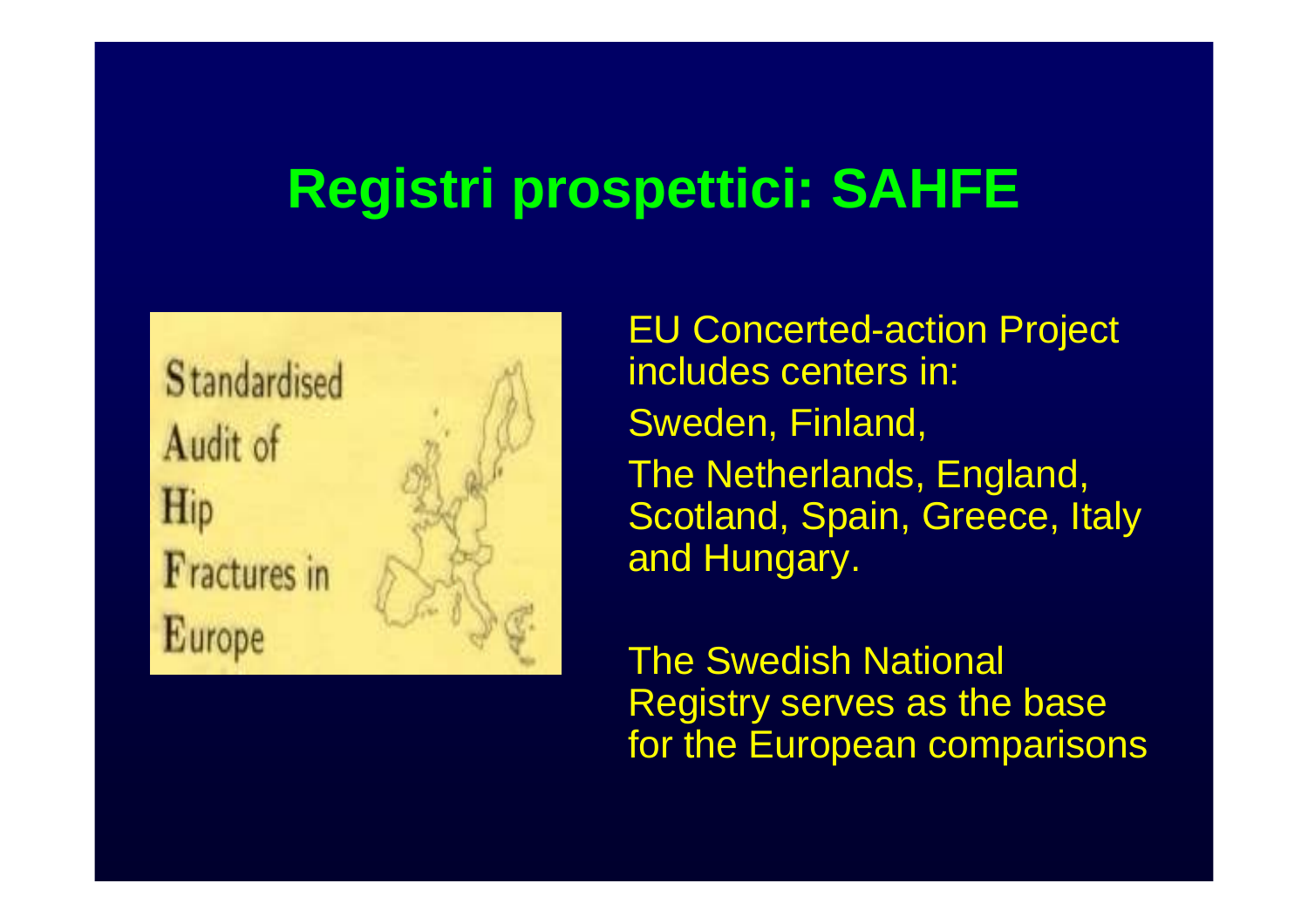# Registri prospettici: SAHFE

Standardised
Audit of
Hip
Fractures in
Europe

EU Concerted-action Project includes centers in:

Sweden, Finland,

The Netherlands, England, Scotland, Spain, Greece, Italy and Hungary.

The Swedish National Registry serves as the base for the European comparisons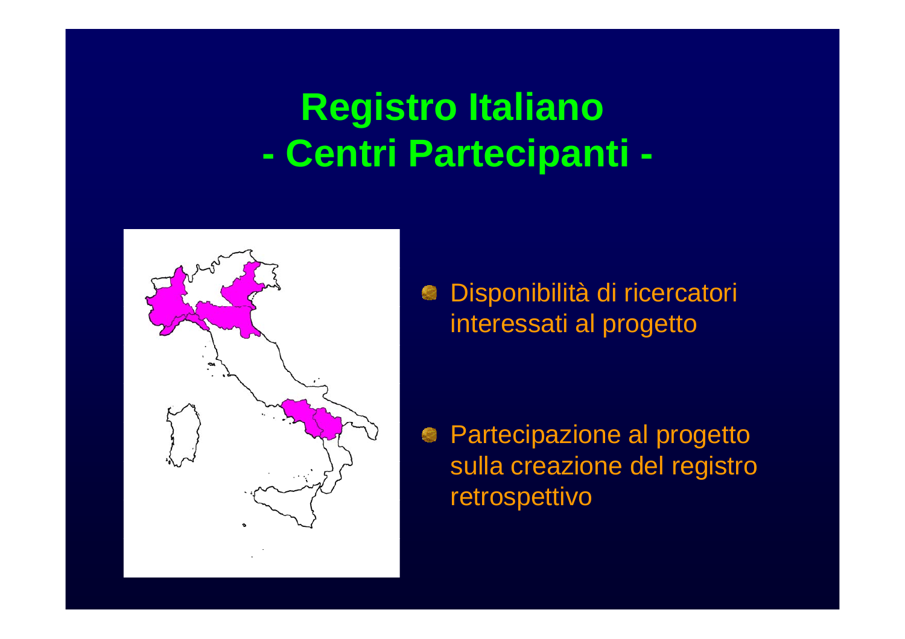# Registro Italiano
# - Centri Partecipanti -

- Disponibilità di ricercatori interessati al progetto

- Partecipazione al progetto sulla creazione del registro retrospettivo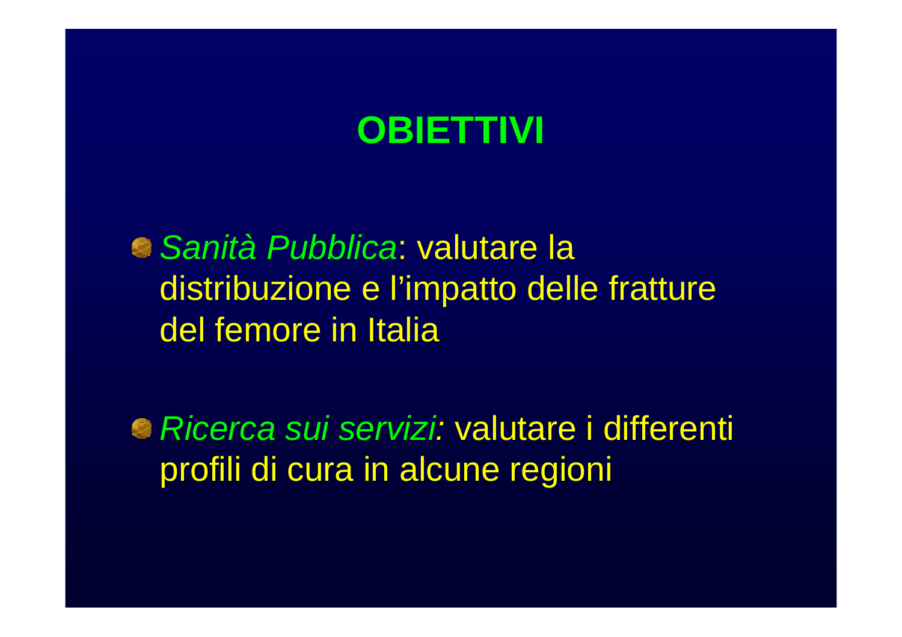# OBIETTIVI

- *Sanità Pubblica*: valutare la distribuzione e l'impatto delle fratture del femore in Italia

- *Ricerca sui servizi:* valutare i differenti profili di cura in alcune regioni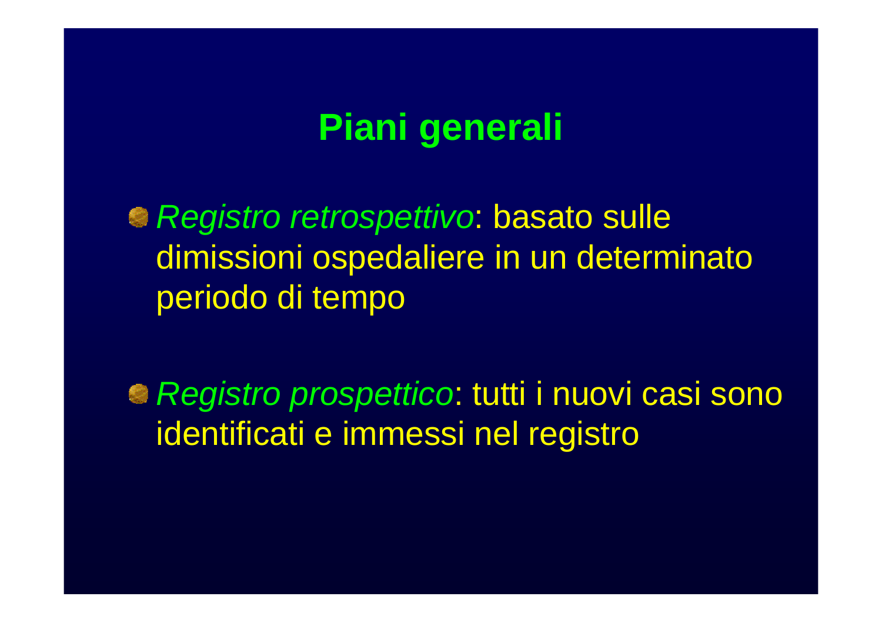# Piani generali

- *Registro retrospettivo*: basato sulle dimissioni ospedaliere in un determinato periodo di tempo

- *Registro prospettico*: tutti i nuovi casi sono identificati e immessi nel registro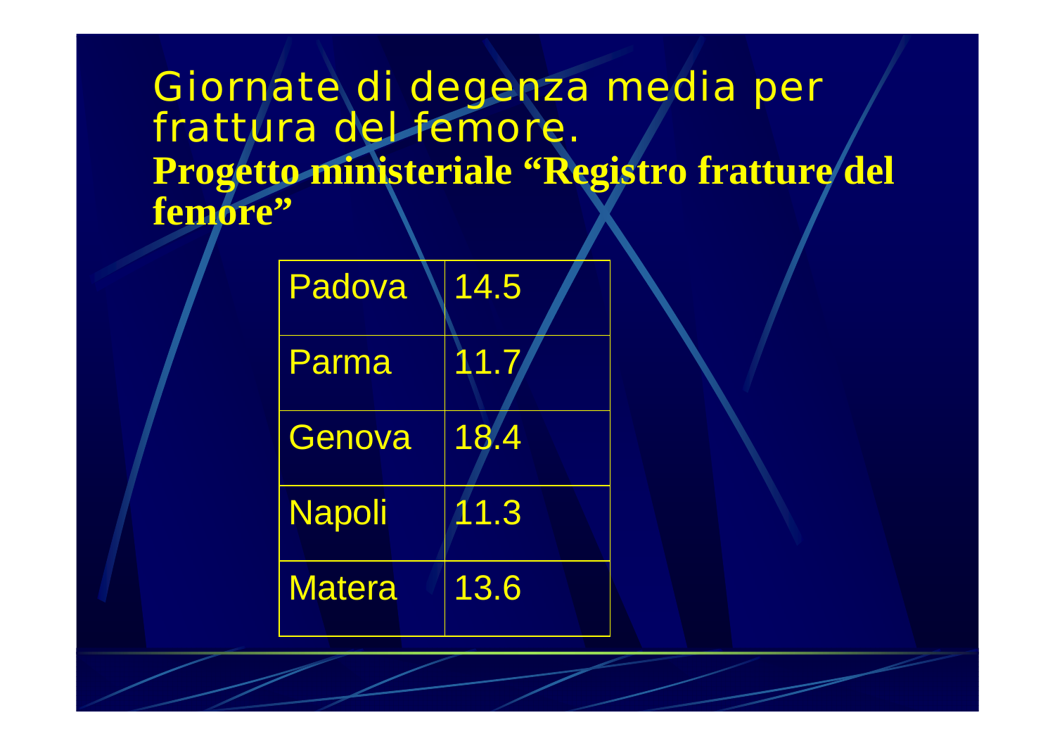# Giornate di degenza media per frattura del femore.

**Progetto ministeriale "Registro fratture del femore"**

| | |
|---|---|
| Padova | 14.5 |
| Parma | 11.7 |
| Genova | 18.4 |
| Napoli | 11.3 |
| Matera | 13.6 |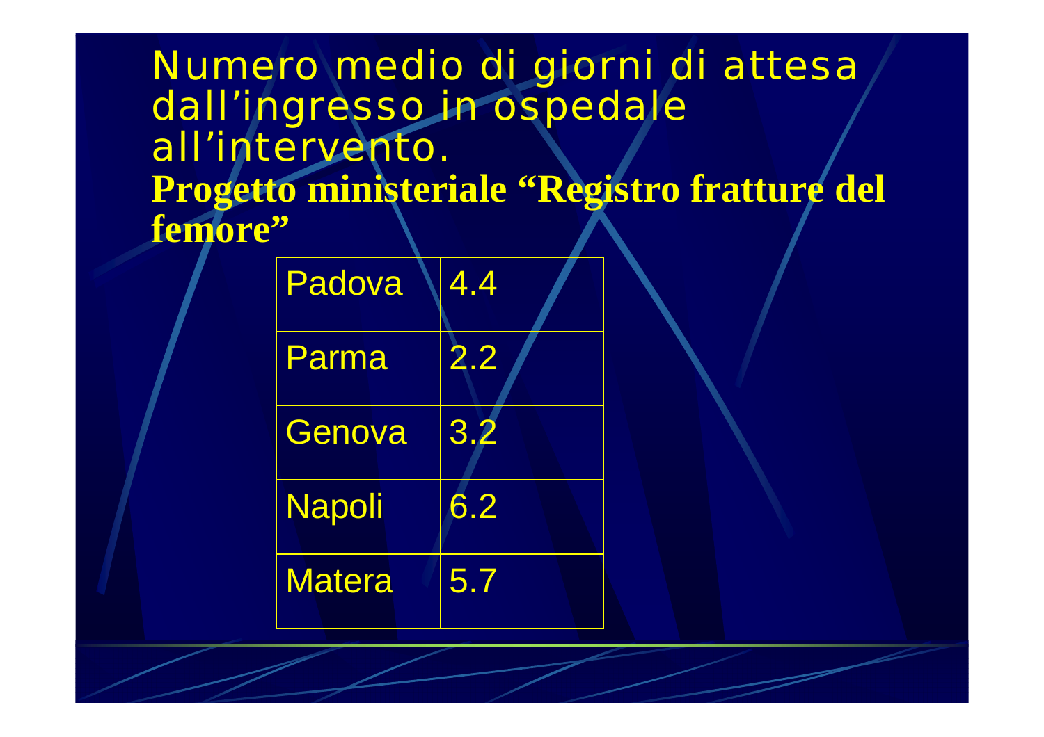# Numero medio di giorni di attesa dall'ingresso in ospedale all'intervento.

**Progetto ministeriale "Registro fratture del femore"**

| Padova | 4.4 |
|---|---|
| Parma | 2.2 |
| Genova | 3.2 |
| Napoli | 6.2 |
| Matera | 5.7 |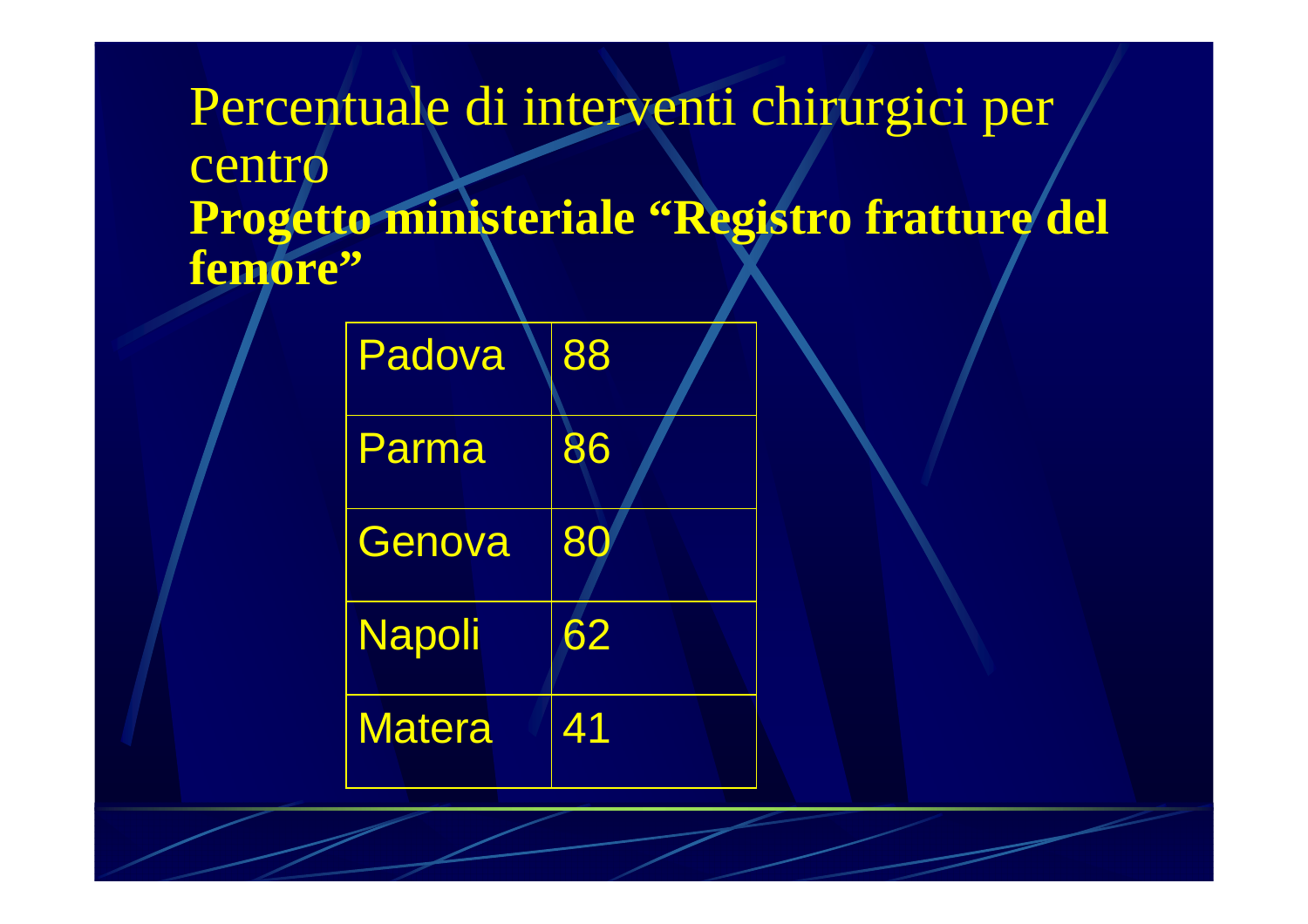# Percentuale di interventi chirurgici per centro

**Progetto ministeriale "Registro fratture del femore"**

| Padova | 88 |
|---|---|
| Parma | 86 |
| Genova | 80 |
| Napoli | 62 |
| Matera | 41 |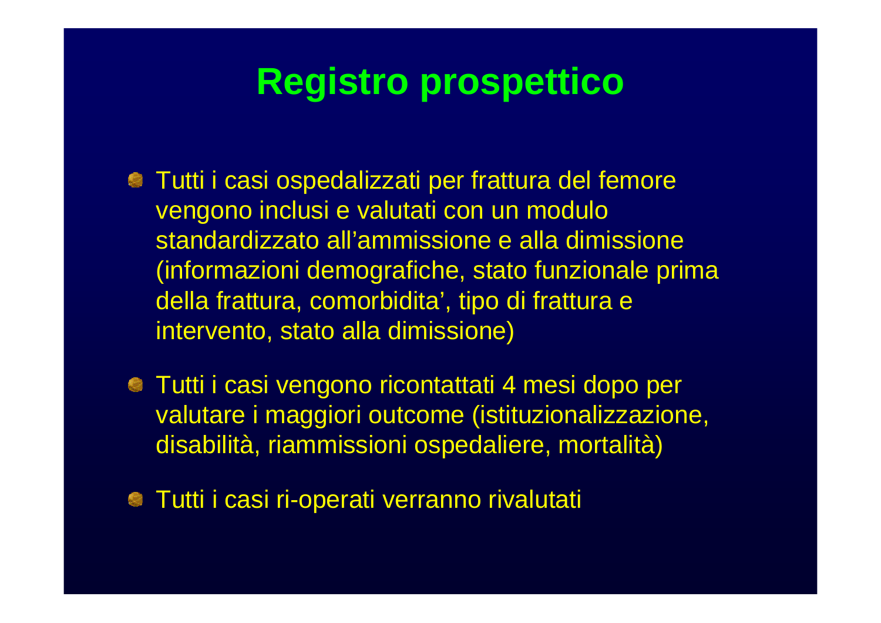# Registro prospettico

- Tutti i casi ospedalizzati per frattura del femore vengono inclusi e valutati con un modulo standardizzato all'ammissione e alla dimissione (informazioni demografiche, stato funzionale prima della frattura, comorbidita', tipo di frattura e intervento, stato alla dimissione)
- Tutti i casi vengono ricontattati 4 mesi dopo per valutare i maggiori outcome (istituzionalizzazione, disabilità, riammissioni ospedaliere, mortalità)
- Tutti i casi ri-operati verranno rivalutati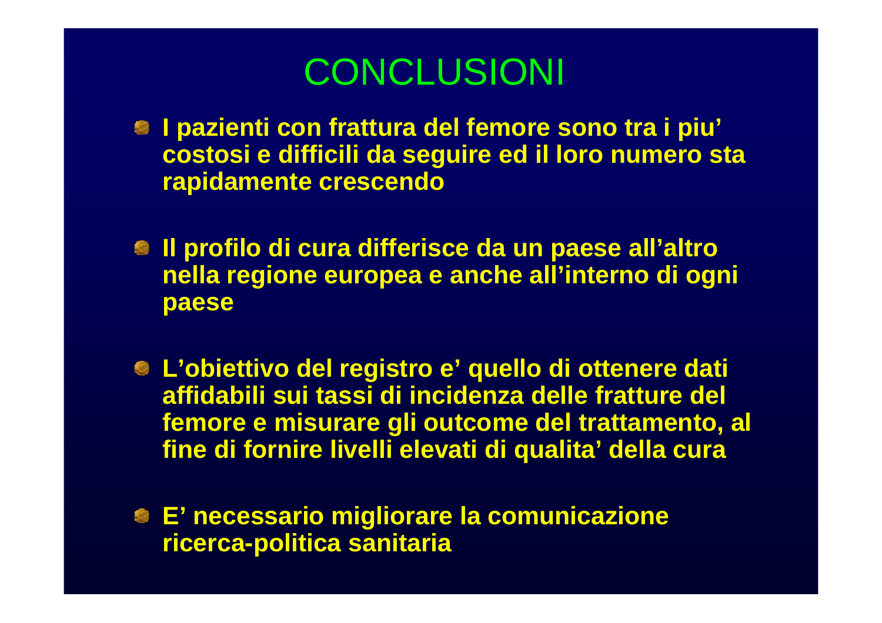# CONCLUSIONI

- **I pazienti con frattura del femore sono tra i piu' costosi e difficili da seguire ed il loro numero sta rapidamente crescendo**

- **Il profilo di cura differisce da un paese all'altro nella regione europea e anche all'interno di ogni paese**

- **L'obiettivo del registro e' quello di ottenere dati affidabili sui tassi di incidenza delle fratture del femore e misurare gli outcome del trattamento, al fine di fornire livelli elevati di qualita' della cura**

- **E' necessario migliorare la comunicazione ricerca-politica sanitaria**